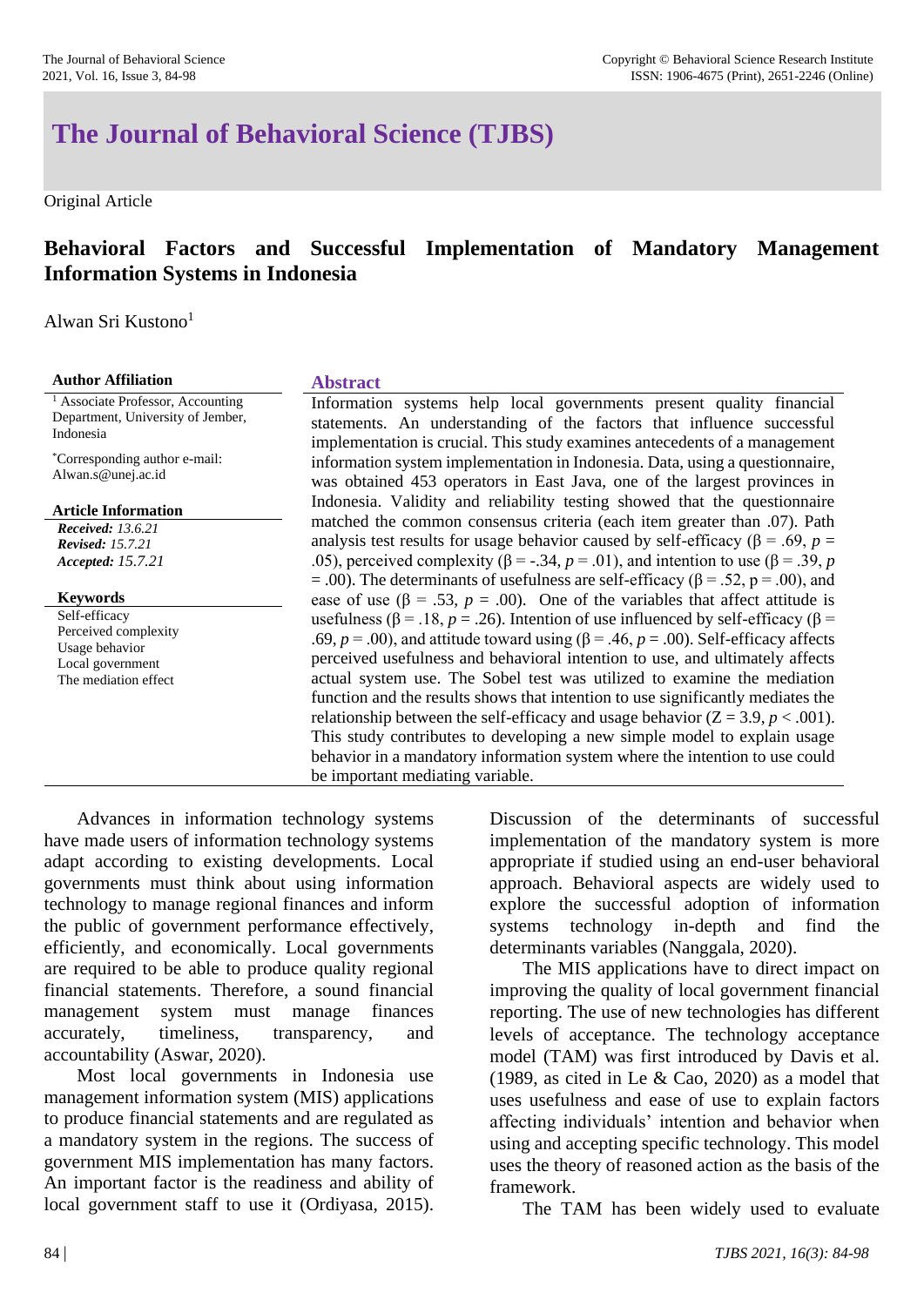# The Journal of Behavioral Science (TJBS)

Original Article

## Behavioral Factors and Successful Implementation of Mandatory Management Information Systems in Indonesia

Alwan Sri Kustono[1]

**Author Affiliation**

[1] Associate Professor, Accounting Department, University of Jember, Indonesia

*Corresponding author e-mail: Alwan.s@unej.ac.id

**Article Information**

***Received:*** *13.6.21*
***Revised:*** *15.7.21*
***Accepted:*** *15.7.21*

**Keywords**

Self-efficacy
Perceived complexity
Usage behavior
Local government
The mediation effect

### Abstract

Information systems help local governments present quality financial statements. An understanding of the factors that influence successful implementation is crucial. This study examines antecedents of a management information system implementation in Indonesia. Data, using a questionnaire, was obtained 453 operators in East Java, one of the largest provinces in Indonesia. Validity and reliability testing showed that the questionnaire matched the common consensus criteria (each item greater than .07). Path analysis test results for usage behavior caused by self-efficacy ($\beta = .69$, $p = .05$), perceived complexity ($\beta = -.34$, $p = .01$), and intention to use ($\beta = .39$, $p = .00$). The determinants of usefulness are self-efficacy ($\beta = .52$, $p = .00$), and ease of use ($\beta = .53$, $p = .00$). One of the variables that affect attitude is usefulness ($\beta = .18$, $p = .26$). Intention of use influenced by self-efficacy ($\beta = .69$, $p = .00$), and attitude toward using ($\beta = .46$, $p = .00$). Self-efficacy affects perceived usefulness and behavioral intention to use, and ultimately affects actual system use. The Sobel test was utilized to examine the mediation function and the results shows that intention to use significantly mediates the relationship between the self-efficacy and usage behavior ($Z = 3.9$, $p < .001$). This study contributes to developing a new simple model to explain usage behavior in a mandatory information system where the intention to use could be important mediating variable.

---

Advances in information technology systems have made users of information technology systems adapt according to existing developments. Local governments must think about using information technology to manage regional finances and inform the public of government performance effectively, efficiently, and economically. Local governments are required to be able to produce quality regional financial statements. Therefore, a sound financial management system must manage finances accurately, timeliness, transparency, and accountability (Aswar, 2020).

Most local governments in Indonesia use management information system (MIS) applications to produce financial statements and are regulated as a mandatory system in the regions. The success of government MIS implementation has many factors. An important factor is the readiness and ability of local government staff to use it (Ordiyasa, 2015). Discussion of the determinants of successful implementation of the mandatory system is more appropriate if studied using an end-user behavioral approach. Behavioral aspects are widely used to explore the successful adoption of information systems technology in-depth and find the determinants variables (Nanggala, 2020).

The MIS applications have to direct impact on improving the quality of local government financial reporting. The use of new technologies has different levels of acceptance. The technology acceptance model (TAM) was first introduced by Davis et al. (1989, as cited in Le & Cao, 2020) as a model that uses usefulness and ease of use to explain factors affecting individuals' intention and behavior when using and accepting specific technology. This model uses the theory of reasoned action as the basis of the framework.

The TAM has been widely used to evaluate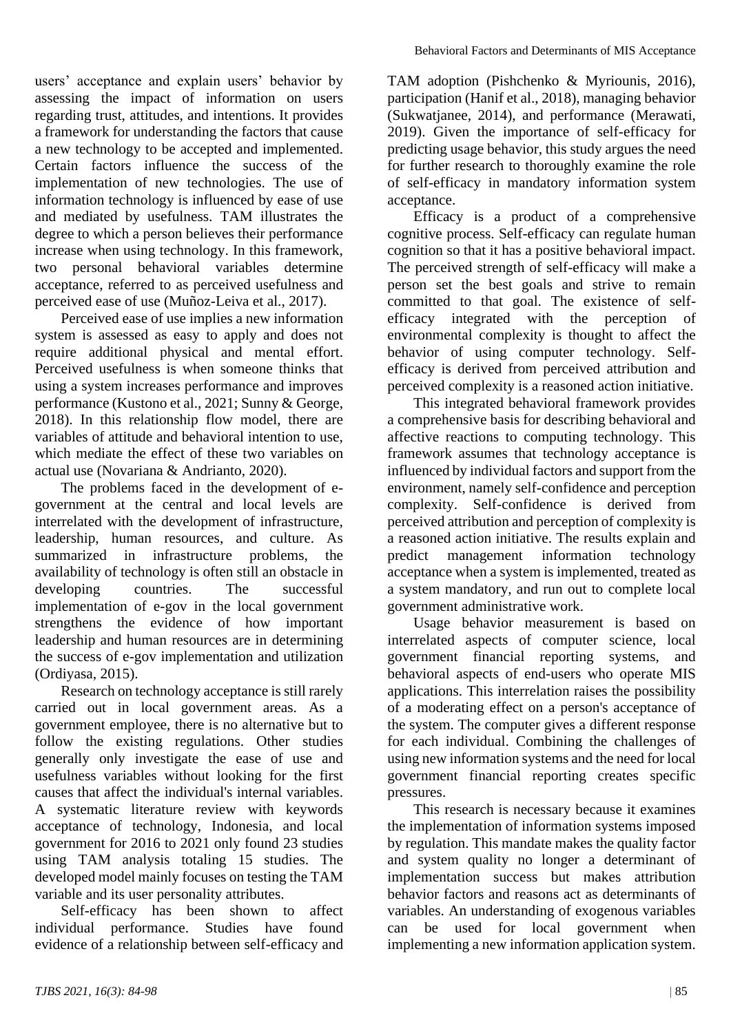users' acceptance and explain users' behavior by assessing the impact of information on users regarding trust, attitudes, and intentions. It provides a framework for understanding the factors that cause a new technology to be accepted and implemented. Certain factors influence the success of the implementation of new technologies. The use of information technology is influenced by ease of use and mediated by usefulness. TAM illustrates the degree to which a person believes their performance increase when using technology. In this framework, two personal behavioral variables determine acceptance, referred to as perceived usefulness and perceived ease of use (Muñoz-Leiva et al., 2017).

Perceived ease of use implies a new information system is assessed as easy to apply and does not require additional physical and mental effort. Perceived usefulness is when someone thinks that using a system increases performance and improves performance (Kustono et al., 2021; Sunny & George, 2018). In this relationship flow model, there are variables of attitude and behavioral intention to use, which mediate the effect of these two variables on actual use (Novariana & Andrianto, 2020).

The problems faced in the development of e-government at the central and local levels are interrelated with the development of infrastructure, leadership, human resources, and culture. As summarized in infrastructure problems, the availability of technology is often still an obstacle in developing countries. The successful implementation of e-gov in the local government strengthens the evidence of how important leadership and human resources are in determining the success of e-gov implementation and utilization (Ordiyasa, 2015).

Research on technology acceptance is still rarely carried out in local government areas. As a government employee, there is no alternative but to follow the existing regulations. Other studies generally only investigate the ease of use and usefulness variables without looking for the first causes that affect the individual's internal variables. A systematic literature review with keywords acceptance of technology, Indonesia, and local government for 2016 to 2021 only found 23 studies using TAM analysis totaling 15 studies. The developed model mainly focuses on testing the TAM variable and its user personality attributes.

Self-efficacy has been shown to affect individual performance. Studies have found evidence of a relationship between self-efficacy and TAM adoption (Pishchenko & Myriounis, 2016), participation (Hanif et al., 2018), managing behavior (Sukwatjanee, 2014), and performance (Merawati, 2019). Given the importance of self-efficacy for predicting usage behavior, this study argues the need for further research to thoroughly examine the role of self-efficacy in mandatory information system acceptance.

Efficacy is a product of a comprehensive cognitive process. Self-efficacy can regulate human cognition so that it has a positive behavioral impact. The perceived strength of self-efficacy will make a person set the best goals and strive to remain committed to that goal. The existence of self-efficacy integrated with the perception of environmental complexity is thought to affect the behavior of using computer technology. Self-efficacy is derived from perceived attribution and perceived complexity is a reasoned action initiative.

This integrated behavioral framework provides a comprehensive basis for describing behavioral and affective reactions to computing technology. This framework assumes that technology acceptance is influenced by individual factors and support from the environment, namely self-confidence and perception complexity. Self-confidence is derived from perceived attribution and perception of complexity is a reasoned action initiative. The results explain and predict management information technology acceptance when a system is implemented, treated as a system mandatory, and run out to complete local government administrative work.

Usage behavior measurement is based on interrelated aspects of computer science, local government financial reporting systems, and behavioral aspects of end-users who operate MIS applications. This interrelation raises the possibility of a moderating effect on a person's acceptance of the system. The computer gives a different response for each individual. Combining the challenges of using new information systems and the need for local government financial reporting creates specific pressures.

This research is necessary because it examines the implementation of information systems imposed by regulation. This mandate makes the quality factor and system quality no longer a determinant of implementation success but makes attribution behavior factors and reasons act as determinants of variables. An understanding of exogenous variables can be used for local government when implementing a new information application system.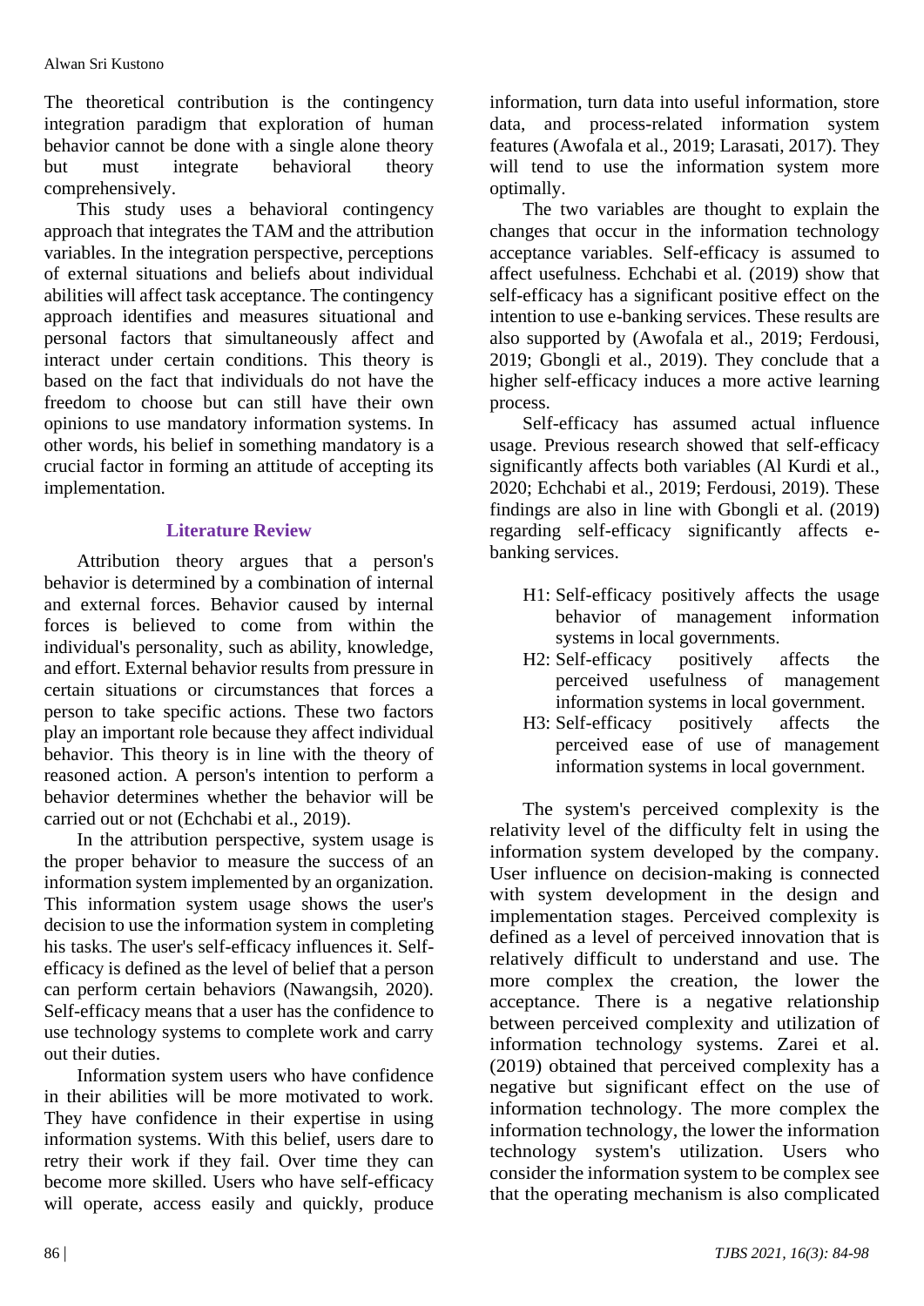The theoretical contribution is the contingency integration paradigm that exploration of human behavior cannot be done with a single alone theory but must integrate behavioral theory comprehensively.

This study uses a behavioral contingency approach that integrates the TAM and the attribution variables. In the integration perspective, perceptions of external situations and beliefs about individual abilities will affect task acceptance. The contingency approach identifies and measures situational and personal factors that simultaneously affect and interact under certain conditions. This theory is based on the fact that individuals do not have the freedom to choose but can still have their own opinions to use mandatory information systems. In other words, his belief in something mandatory is a crucial factor in forming an attitude of accepting its implementation.

## Literature Review

Attribution theory argues that a person's behavior is determined by a combination of internal and external forces. Behavior caused by internal forces is believed to come from within the individual's personality, such as ability, knowledge, and effort. External behavior results from pressure in certain situations or circumstances that forces a person to take specific actions. These two factors play an important role because they affect individual behavior. This theory is in line with the theory of reasoned action. A person's intention to perform a behavior determines whether the behavior will be carried out or not (Echchabi et al., 2019).

In the attribution perspective, system usage is the proper behavior to measure the success of an information system implemented by an organization. This information system usage shows the user's decision to use the information system in completing his tasks. The user's self-efficacy influences it. Self-efficacy is defined as the level of belief that a person can perform certain behaviors (Nawangsih, 2020). Self-efficacy means that a user has the confidence to use technology systems to complete work and carry out their duties.

Information system users who have confidence in their abilities will be more motivated to work. They have confidence in their expertise in using information systems. With this belief, users dare to retry their work if they fail. Over time they can become more skilled. Users who have self-efficacy will operate, access easily and quickly, produce information, turn data into useful information, store data, and process-related information system features (Awofala et al., 2019; Larasati, 2017). They will tend to use the information system more optimally.

The two variables are thought to explain the changes that occur in the information technology acceptance variables. Self-efficacy is assumed to affect usefulness. Echchabi et al. (2019) show that self-efficacy has a significant positive effect on the intention to use e-banking services. These results are also supported by (Awofala et al., 2019; Ferdousi, 2019; Gbongli et al., 2019). They conclude that a higher self-efficacy induces a more active learning process.

Self-efficacy has assumed actual influence usage. Previous research showed that self-efficacy significantly affects both variables (Al Kurdi et al., 2020; Echchabi et al., 2019; Ferdousi, 2019). These findings are also in line with Gbongli et al. (2019) regarding self-efficacy significantly affects e-banking services.

- H1: Self-efficacy positively affects the usage behavior of management information systems in local governments.
- H2: Self-efficacy positively affects the perceived usefulness of management information systems in local government.
- H3: Self-efficacy positively affects the perceived ease of use of management information systems in local government.

The system's perceived complexity is the relativity level of the difficulty felt in using the information system developed by the company. User influence on decision-making is connected with system development in the design and implementation stages. Perceived complexity is defined as a level of perceived innovation that is relatively difficult to understand and use. The more complex the creation, the lower the acceptance. There is a negative relationship between perceived complexity and utilization of information technology systems. Zarei et al. (2019) obtained that perceived complexity has a negative but significant effect on the use of information technology. The more complex the information technology, the lower the information technology system's utilization. Users who consider the information system to be complex see that the operating mechanism is also complicated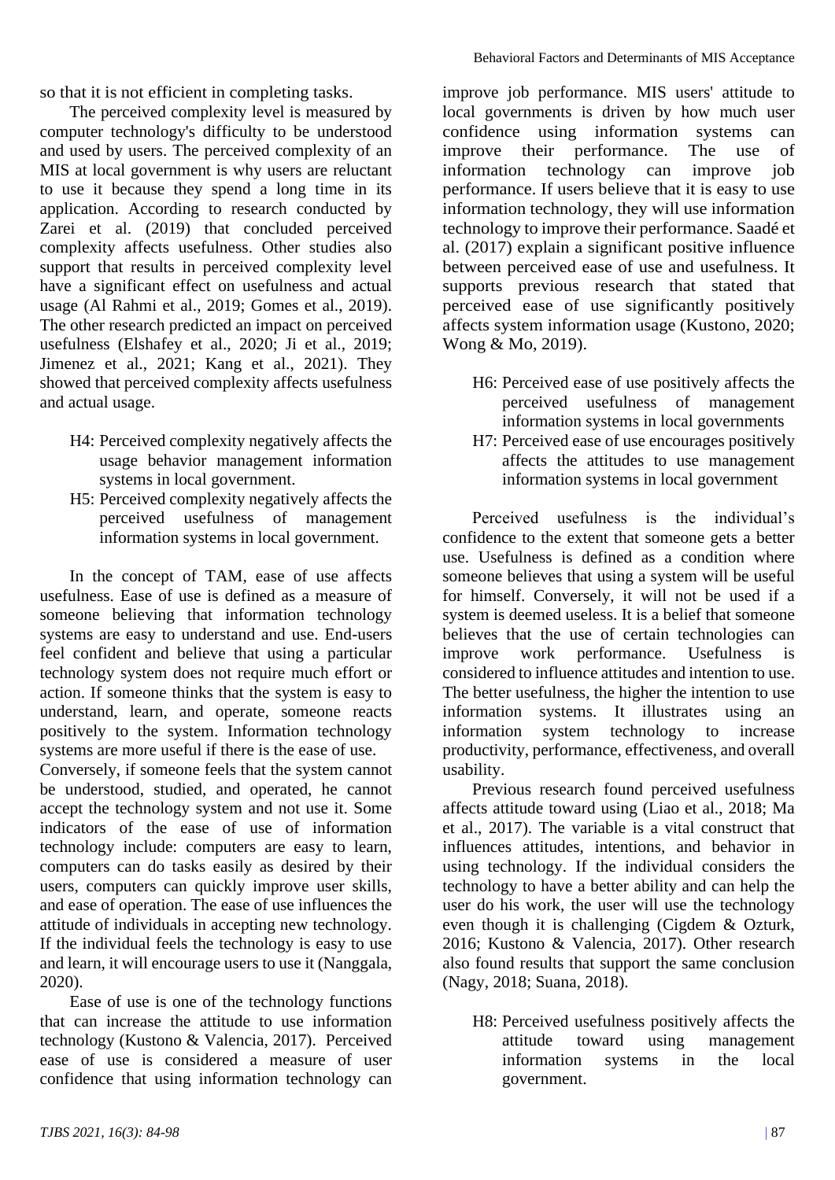so that it is not efficient in completing tasks.

The perceived complexity level is measured by computer technology's difficulty to be understood and used by users. The perceived complexity of an MIS at local government is why users are reluctant to use it because they spend a long time in its application. According to research conducted by Zarei et al. (2019) that concluded perceived complexity affects usefulness. Other studies also support that results in perceived complexity level have a significant effect on usefulness and actual usage (Al Rahmi et al., 2019; Gomes et al., 2019). The other research predicted an impact on perceived usefulness (Elshafey et al., 2020; Ji et al., 2019; Jimenez et al., 2021; Kang et al., 2021). They showed that perceived complexity affects usefulness and actual usage.

- H4: Perceived complexity negatively affects the usage behavior management information systems in local government.
- H5: Perceived complexity negatively affects the perceived usefulness of management information systems in local government.

In the concept of TAM, ease of use affects usefulness. Ease of use is defined as a measure of someone believing that information technology systems are easy to understand and use. End-users feel confident and believe that using a particular technology system does not require much effort or action. If someone thinks that the system is easy to understand, learn, and operate, someone reacts positively to the system. Information technology systems are more useful if there is the ease of use.

Conversely, if someone feels that the system cannot be understood, studied, and operated, he cannot accept the technology system and not use it. Some indicators of the ease of use of information technology include: computers are easy to learn, computers can do tasks easily as desired by their users, computers can quickly improve user skills, and ease of operation. The ease of use influences the attitude of individuals in accepting new technology. If the individual feels the technology is easy to use and learn, it will encourage users to use it (Nanggala, 2020).

Ease of use is one of the technology functions that can increase the attitude to use information technology (Kustono & Valencia, 2017). Perceived ease of use is considered a measure of user confidence that using information technology can improve job performance. MIS users' attitude to local governments is driven by how much user confidence using information systems can improve their performance. The use of information technology can improve job performance. If users believe that it is easy to use information technology, they will use information technology to improve their performance. Saadé et al. (2017) explain a significant positive influence between perceived ease of use and usefulness. It supports previous research that stated that perceived ease of use significantly positively affects system information usage (Kustono, 2020; Wong & Mo, 2019).

- H6: Perceived ease of use positively affects the perceived usefulness of management information systems in local governments
- H7: Perceived ease of use encourages positively affects the attitudes to use management information systems in local government

Perceived usefulness is the individual's confidence to the extent that someone gets a better use. Usefulness is defined as a condition where someone believes that using a system will be useful for himself. Conversely, it will not be used if a system is deemed useless. It is a belief that someone believes that the use of certain technologies can improve work performance. Usefulness is considered to influence attitudes and intention to use. The better usefulness, the higher the intention to use information systems. It illustrates using an information system technology to increase productivity, performance, effectiveness, and overall usability.

Previous research found perceived usefulness affects attitude toward using (Liao et al., 2018; Ma et al., 2017). The variable is a vital construct that influences attitudes, intentions, and behavior in using technology. If the individual considers the technology to have a better ability and can help the user do his work, the user will use the technology even though it is challenging (Cigdem & Ozturk, 2016; Kustono & Valencia, 2017). Other research also found results that support the same conclusion (Nagy, 2018; Suana, 2018).

- H8: Perceived usefulness positively affects the attitude toward using management information systems in the local government.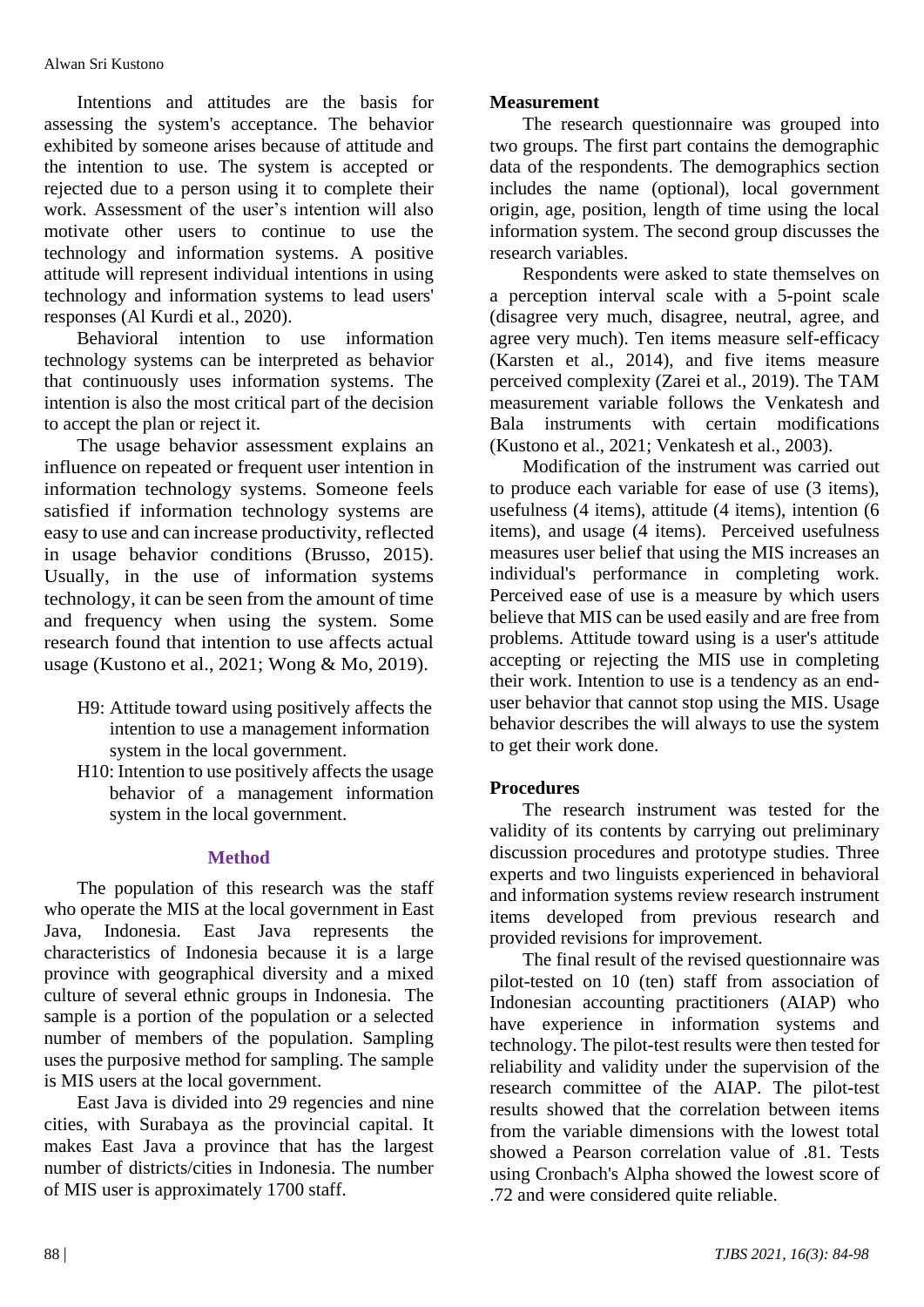Intentions and attitudes are the basis for assessing the system's acceptance. The behavior exhibited by someone arises because of attitude and the intention to use. The system is accepted or rejected due to a person using it to complete their work. Assessment of the user's intention will also motivate other users to continue to use the technology and information systems. A positive attitude will represent individual intentions in using technology and information systems to lead users' responses (Al Kurdi et al., 2020).

Behavioral intention to use information technology systems can be interpreted as behavior that continuously uses information systems. The intention is also the most critical part of the decision to accept the plan or reject it.

The usage behavior assessment explains an influence on repeated or frequent user intention in information technology systems. Someone feels satisfied if information technology systems are easy to use and can increase productivity, reflected in usage behavior conditions (Brusso, 2015). Usually, in the use of information systems technology, it can be seen from the amount of time and frequency when using the system. Some research found that intention to use affects actual usage (Kustono et al., 2021; Wong & Mo, 2019).

H9: Attitude toward using positively affects the intention to use a management information system in the local government.

H10: Intention to use positively affects the usage behavior of a management information system in the local government.

## Method

The population of this research was the staff who operate the MIS at the local government in East Java, Indonesia. East Java represents the characteristics of Indonesia because it is a large province with geographical diversity and a mixed culture of several ethnic groups in Indonesia. The sample is a portion of the population or a selected number of members of the population. Sampling uses the purposive method for sampling. The sample is MIS users at the local government.

East Java is divided into 29 regencies and nine cities, with Surabaya as the provincial capital. It makes East Java a province that has the largest number of districts/cities in Indonesia. The number of MIS user is approximately 1700 staff.

### Measurement

The research questionnaire was grouped into two groups. The first part contains the demographic data of the respondents. The demographics section includes the name (optional), local government origin, age, position, length of time using the local information system. The second group discusses the research variables.

Respondents were asked to state themselves on a perception interval scale with a 5-point scale (disagree very much, disagree, neutral, agree, and agree very much). Ten items measure self-efficacy (Karsten et al., 2014), and five items measure perceived complexity (Zarei et al., 2019). The TAM measurement variable follows the Venkatesh and Bala instruments with certain modifications (Kustono et al., 2021; Venkatesh et al., 2003).

Modification of the instrument was carried out to produce each variable for ease of use (3 items), usefulness (4 items), attitude (4 items), intention (6 items), and usage (4 items). Perceived usefulness measures user belief that using the MIS increases an individual's performance in completing work. Perceived ease of use is a measure by which users believe that MIS can be used easily and are free from problems. Attitude toward using is a user's attitude accepting or rejecting the MIS use in completing their work. Intention to use is a tendency as an end-user behavior that cannot stop using the MIS. Usage behavior describes the will always to use the system to get their work done.

### Procedures

The research instrument was tested for the validity of its contents by carrying out preliminary discussion procedures and prototype studies. Three experts and two linguists experienced in behavioral and information systems review research instrument items developed from previous research and provided revisions for improvement.

The final result of the revised questionnaire was pilot-tested on 10 (ten) staff from association of Indonesian accounting practitioners (AIAP) who have experience in information systems and technology. The pilot-test results were then tested for reliability and validity under the supervision of the research committee of the AIAP. The pilot-test results showed that the correlation between items from the variable dimensions with the lowest total showed a Pearson correlation value of .81. Tests using Cronbach's Alpha showed the lowest score of .72 and were considered quite reliable.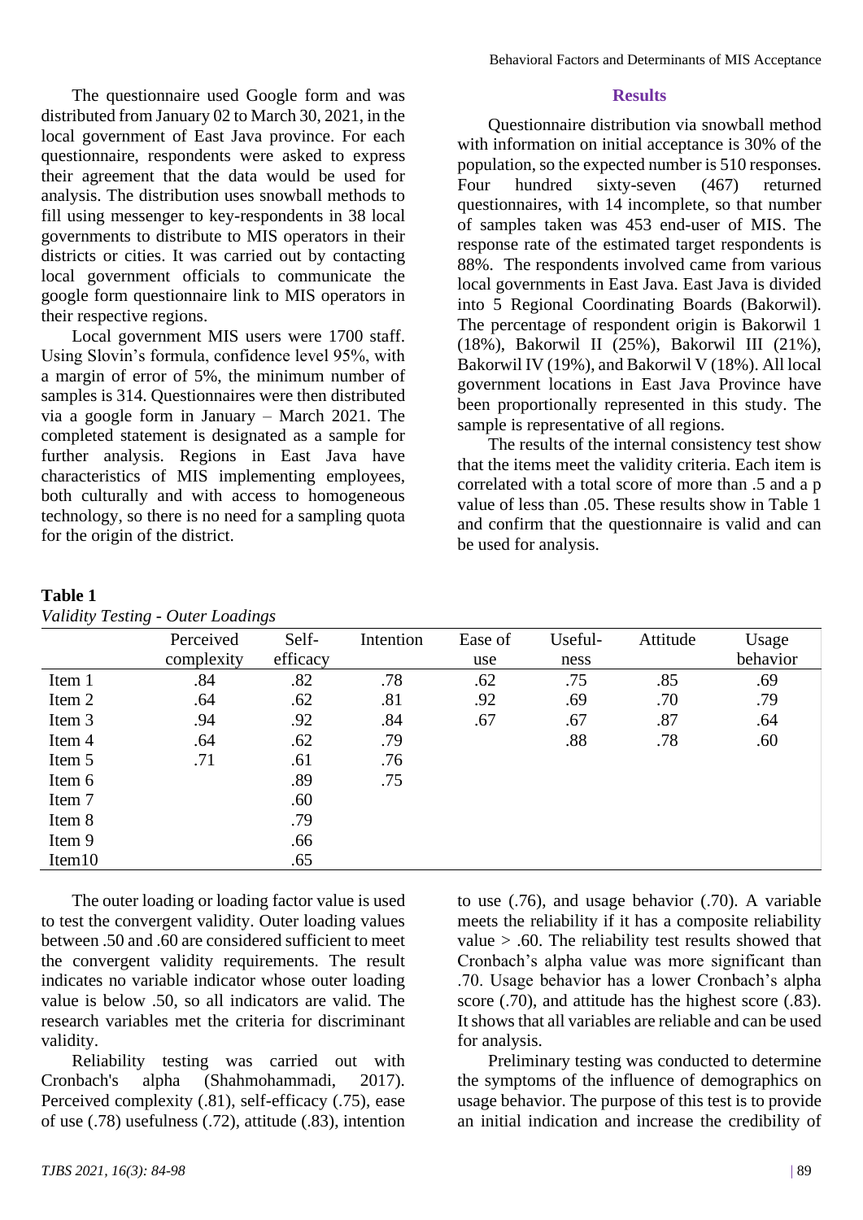The questionnaire used Google form and was distributed from January 02 to March 30, 2021, in the local government of East Java province. For each questionnaire, respondents were asked to express their agreement that the data would be used for analysis. The distribution uses snowball methods to fill using messenger to key-respondents in 38 local governments to distribute to MIS operators in their districts or cities. It was carried out by contacting local government officials to communicate the google form questionnaire link to MIS operators in their respective regions.

Local government MIS users were 1700 staff. Using Slovin's formula, confidence level 95%, with a margin of error of 5%, the minimum number of samples is 314. Questionnaires were then distributed via a google form in January – March 2021. The completed statement is designated as a sample for further analysis. Regions in East Java have characteristics of MIS implementing employees, both culturally and with access to homogeneous technology, so there is no need for a sampling quota for the origin of the district.

## Results

Questionnaire distribution via snowball method with information on initial acceptance is 30% of the population, so the expected number is 510 responses. Four hundred sixty-seven (467) returned questionnaires, with 14 incomplete, so that number of samples taken was 453 end-user of MIS. The response rate of the estimated target respondents is 88%. The respondents involved came from various local governments in East Java. East Java is divided into 5 Regional Coordinating Boards (Bakorwil). The percentage of respondent origin is Bakorwil 1 (18%), Bakorwil II (25%), Bakorwil III (21%), Bakorwil IV (19%), and Bakorwil V (18%). All local government locations in East Java Province have been proportionally represented in this study. The sample is representative of all regions.

The results of the internal consistency test show that the items meet the validity criteria. Each item is correlated with a total score of more than .5 and a p value of less than .05. These results show in Table 1 and confirm that the questionnaire is valid and can be used for analysis.

**Table 1**

*Validity Testing - Outer Loadings*

| | Perceived complexity | Self-efficacy | Intention | Ease of use | Useful-ness | Attitude | Usage behavior |
|---|---|---|---|---|---|---|---|
| Item 1 | .84 | .82 | .78 | .62 | .75 | .85 | .69 |
| Item 2 | .64 | .62 | .81 | .92 | .69 | .70 | .79 |
| Item 3 | .94 | .92 | .84 | .67 | .67 | .87 | .64 |
| Item 4 | .64 | .62 | .79 | | .88 | .78 | .60 |
| Item 5 | .71 | .61 | .76 | | | | |
| Item 6 | | .89 | .75 | | | | |
| Item 7 | | .60 | | | | | |
| Item 8 | | .79 | | | | | |
| Item 9 | | .66 | | | | | |
| Item10 | | .65 | | | | | |

The outer loading or loading factor value is used to test the convergent validity. Outer loading values between .50 and .60 are considered sufficient to meet the convergent validity requirements. The result indicates no variable indicator whose outer loading value is below .50, so all indicators are valid. The research variables met the criteria for discriminant validity.

Reliability testing was carried out with Cronbach's alpha (Shahmohammadi, 2017). Perceived complexity (.81), self-efficacy (.75), ease of use (.78) usefulness (.72), attitude (.83), intention to use (.76), and usage behavior (.70). A variable meets the reliability if it has a composite reliability value > .60. The reliability test results showed that Cronbach's alpha value was more significant than .70. Usage behavior has a lower Cronbach's alpha score (.70), and attitude has the highest score (.83). It shows that all variables are reliable and can be used for analysis.

Preliminary testing was conducted to determine the symptoms of the influence of demographics on usage behavior. The purpose of this test is to provide an initial indication and increase the credibility of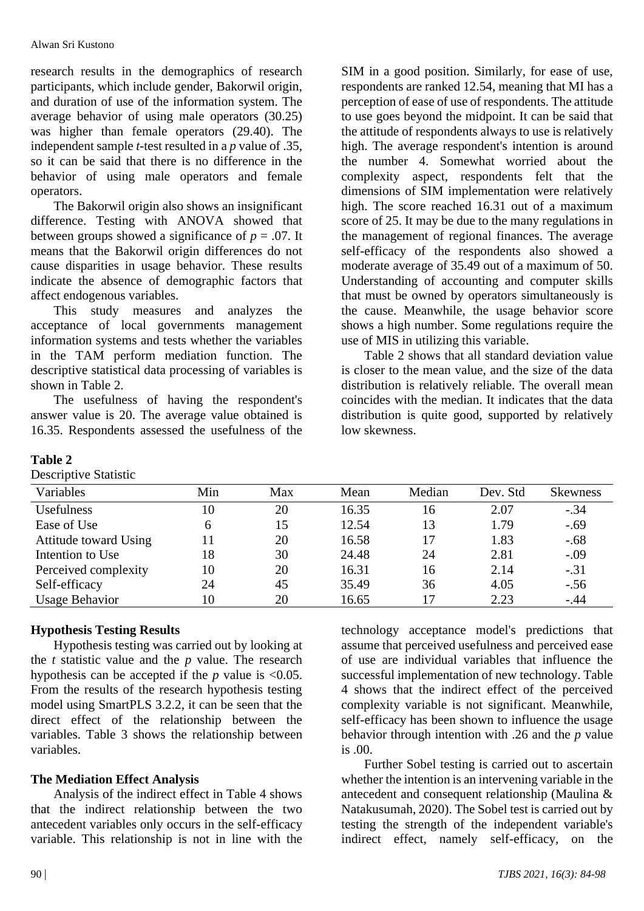research results in the demographics of research participants, which include gender, Bakorwil origin, and duration of use of the information system. The average behavior of using male operators (30.25) was higher than female operators (29.40). The independent sample *t*-test resulted in a *p* value of .35, so it can be said that there is no difference in the behavior of using male operators and female operators.

The Bakorwil origin also shows an insignificant difference. Testing with ANOVA showed that between groups showed a significance of $p = .07$. It means that the Bakorwil origin differences do not cause disparities in usage behavior. These results indicate the absence of demographic factors that affect endogenous variables.

This study measures and analyzes the acceptance of local governments management information systems and tests whether the variables in the TAM perform mediation function. The descriptive statistical data processing of variables is shown in Table 2.

The usefulness of having the respondent's answer value is 20. The average value obtained is 16.35. Respondents assessed the usefulness of the SIM in a good position. Similarly, for ease of use, respondents are ranked 12.54, meaning that MI has a perception of ease of use of respondents. The attitude to use goes beyond the midpoint. It can be said that the attitude of respondents always to use is relatively high. The average respondent's intention is around the number 4. Somewhat worried about the complexity aspect, respondents felt that the dimensions of SIM implementation were relatively high. The score reached 16.31 out of a maximum score of 25. It may be due to the many regulations in the management of regional finances. The average self-efficacy of the respondents also showed a moderate average of 35.49 out of a maximum of 50. Understanding of accounting and computer skills that must be owned by operators simultaneously is the cause. Meanwhile, the usage behavior score shows a high number. Some regulations require the use of MIS in utilizing this variable.

Table 2 shows that all standard deviation value is closer to the mean value, and the size of the data distribution is relatively reliable. The overall mean coincides with the median. It indicates that the data distribution is quite good, supported by relatively low skewness.

**Table 2**

Descriptive Statistic

| Variables | Min | Max | Mean | Median | Dev. Std | Skewness |
|---|---|---|---|---|---|---|
| Usefulness | 10 | 20 | 16.35 | 16 | 2.07 | -.34 |
| Ease of Use | 6 | 15 | 12.54 | 13 | 1.79 | -.69 |
| Attitude toward Using | 11 | 20 | 16.58 | 17 | 1.83 | -.68 |
| Intention to Use | 18 | 30 | 24.48 | 24 | 2.81 | -.09 |
| Perceived complexity | 10 | 20 | 16.31 | 16 | 2.14 | -.31 |
| Self-efficacy | 24 | 45 | 35.49 | 36 | 4.05 | -.56 |
| Usage Behavior | 10 | 20 | 16.65 | 17 | 2.23 | -.44 |

## Hypothesis Testing Results

Hypothesis testing was carried out by looking at the *t* statistic value and the *p* value. The research hypothesis can be accepted if the *p* value is <0.05. From the results of the research hypothesis testing model using SmartPLS 3.2.2, it can be seen that the direct effect of the relationship between the variables. Table 3 shows the relationship between variables.

## The Mediation Effect Analysis

Analysis of the indirect effect in Table 4 shows that the indirect relationship between the two antecedent variables only occurs in the self-efficacy variable. This relationship is not in line with the technology acceptance model's predictions that assume that perceived usefulness and perceived ease of use are individual variables that influence the successful implementation of new technology. Table 4 shows that the indirect effect of the perceived complexity variable is not significant. Meanwhile, self-efficacy has been shown to influence the usage behavior through intention with .26 and the *p* value is .00.

Further Sobel testing is carried out to ascertain whether the intention is an intervening variable in the antecedent and consequent relationship (Maulina & Natakusumah, 2020). The Sobel test is carried out by testing the strength of the independent variable's indirect effect, namely self-efficacy, on the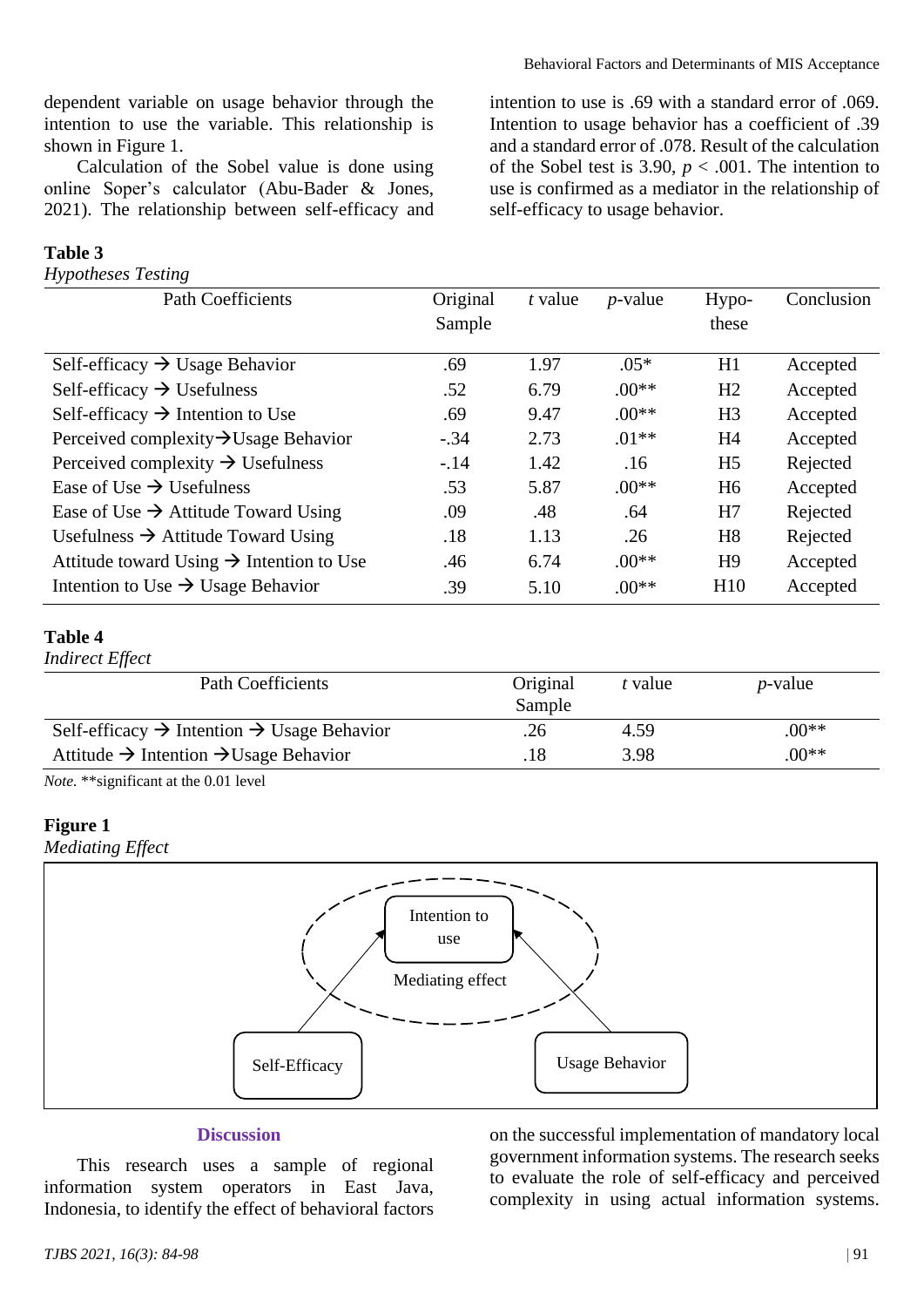dependent variable on usage behavior through the intention to use the variable. This relationship is shown in Figure 1.

Calculation of the Sobel value is done using online Soper's calculator (Abu-Bader & Jones, 2021). The relationship between self-efficacy and intention to use is .69 with a standard error of .069. Intention to usage behavior has a coefficient of .39 and a standard error of .078. Result of the calculation of the Sobel test is 3.90, $p < .001$. The intention to use is confirmed as a mediator in the relationship of self-efficacy to usage behavior.

**Table 3**

*Hypotheses Testing*

| Path Coefficients | Original Sample | *t* value | *p*-value | Hypo-these | Conclusion |
|---|---|---|---|---|---|
| Self-efficacy → Usage Behavior | .69 | 1.97 | .05* | H1 | Accepted |
| Self-efficacy → Usefulness | .52 | 6.79 | .00** | H2 | Accepted |
| Self-efficacy → Intention to Use | .69 | 9.47 | .00** | H3 | Accepted |
| Perceived complexity→Usage Behavior | -.34 | 2.73 | .01** | H4 | Accepted |
| Perceived complexity → Usefulness | -.14 | 1.42 | .16 | H5 | Rejected |
| Ease of Use → Usefulness | .53 | 5.87 | .00** | H6 | Accepted |
| Ease of Use → Attitude Toward Using | .09 | .48 | .64 | H7 | Rejected |
| Usefulness → Attitude Toward Using | .18 | 1.13 | .26 | H8 | Rejected |
| Attitude toward Using → Intention to Use | .46 | 6.74 | .00** | H9 | Accepted |
| Intention to Use → Usage Behavior | .39 | 5.10 | .00** | H10 | Accepted |

**Table 4**

*Indirect Effect*

| Path Coefficients | Original Sample | *t* value | *p*-value |
|---|---|---|---|
| Self-efficacy → Intention → Usage Behavior | .26 | 4.59 | .00** |
| Attitude → Intention →Usage Behavior | .18 | 3.98 | .00** |

*Note.* **significant at the 0.01 level

**Figure 1**

*Mediating Effect*

Intention to use

Mediating effect

Self-Efficacy

Usage Behavior

## Discussion

This research uses a sample of regional information system operators in East Java, Indonesia, to identify the effect of behavioral factors on the successful implementation of mandatory local government information systems. The research seeks to evaluate the role of self-efficacy and perceived complexity in using actual information systems.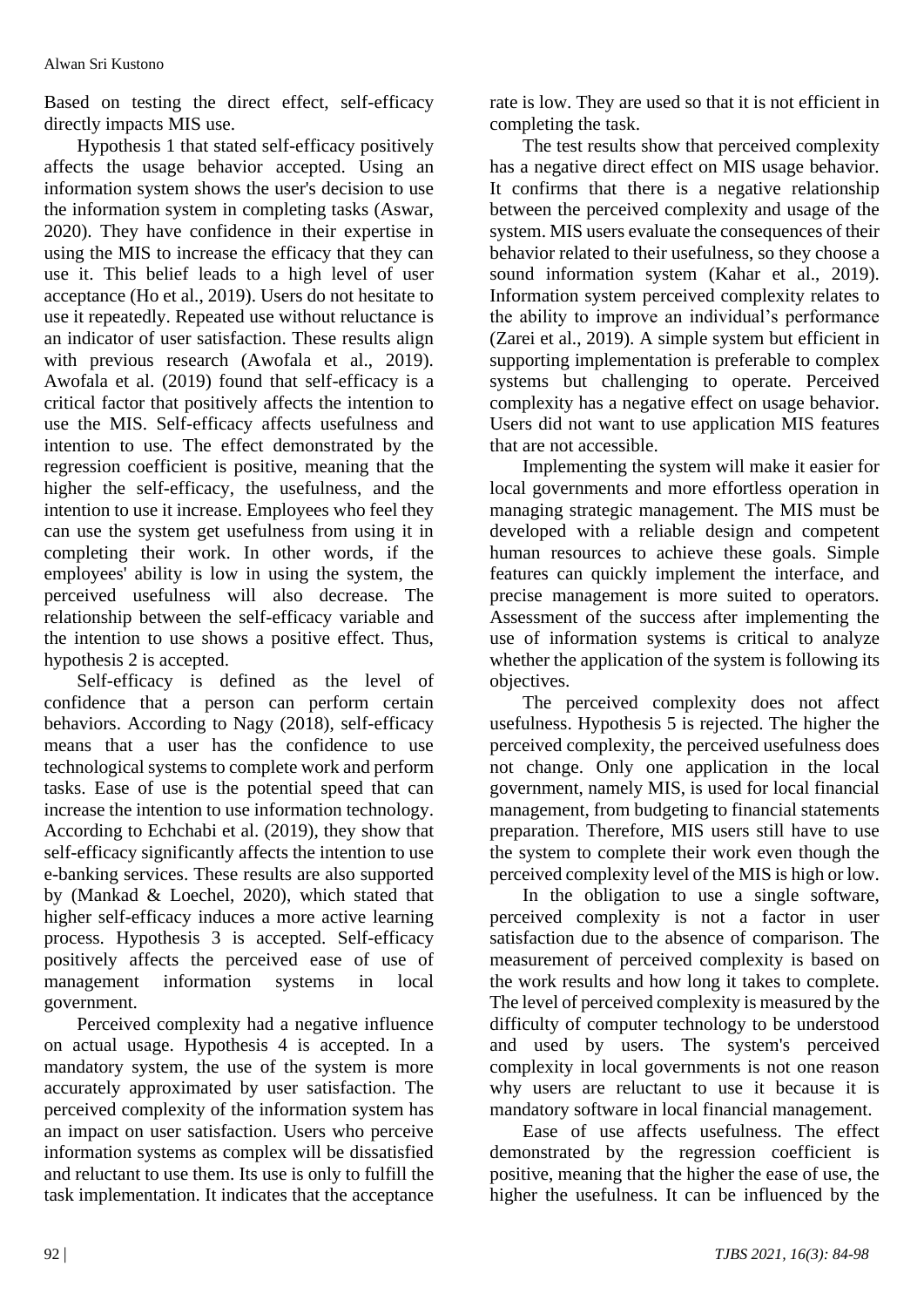Based on testing the direct effect, self-efficacy directly impacts MIS use.

Hypothesis 1 that stated self-efficacy positively affects the usage behavior accepted. Using an information system shows the user's decision to use the information system in completing tasks (Aswar, 2020). They have confidence in their expertise in using the MIS to increase the efficacy that they can use it. This belief leads to a high level of user acceptance (Ho et al., 2019). Users do not hesitate to use it repeatedly. Repeated use without reluctance is an indicator of user satisfaction. These results align with previous research (Awofala et al., 2019). Awofala et al. (2019) found that self-efficacy is a critical factor that positively affects the intention to use the MIS. Self-efficacy affects usefulness and intention to use. The effect demonstrated by the regression coefficient is positive, meaning that the higher the self-efficacy, the usefulness, and the intention to use it increase. Employees who feel they can use the system get usefulness from using it in completing their work. In other words, if the employees' ability is low in using the system, the perceived usefulness will also decrease. The relationship between the self-efficacy variable and the intention to use shows a positive effect. Thus, hypothesis 2 is accepted.

Self-efficacy is defined as the level of confidence that a person can perform certain behaviors. According to Nagy (2018), self-efficacy means that a user has the confidence to use technological systems to complete work and perform tasks. Ease of use is the potential speed that can increase the intention to use information technology. According to Echchabi et al. (2019), they show that self-efficacy significantly affects the intention to use e-banking services. These results are also supported by (Mankad & Loechel, 2020), which stated that higher self-efficacy induces a more active learning process. Hypothesis 3 is accepted. Self-efficacy positively affects the perceived ease of use of management information systems in local government.

Perceived complexity had a negative influence on actual usage. Hypothesis 4 is accepted. In a mandatory system, the use of the system is more accurately approximated by user satisfaction. The perceived complexity of the information system has an impact on user satisfaction. Users who perceive information systems as complex will be dissatisfied and reluctant to use them. Its use is only to fulfill the task implementation. It indicates that the acceptance rate is low. They are used so that it is not efficient in completing the task.

The test results show that perceived complexity has a negative direct effect on MIS usage behavior. It confirms that there is a negative relationship between the perceived complexity and usage of the system. MIS users evaluate the consequences of their behavior related to their usefulness, so they choose a sound information system (Kahar et al., 2019). Information system perceived complexity relates to the ability to improve an individual's performance (Zarei et al., 2019). A simple system but efficient in supporting implementation is preferable to complex systems but challenging to operate. Perceived complexity has a negative effect on usage behavior. Users did not want to use application MIS features that are not accessible.

Implementing the system will make it easier for local governments and more effortless operation in managing strategic management. The MIS must be developed with a reliable design and competent human resources to achieve these goals. Simple features can quickly implement the interface, and precise management is more suited to operators. Assessment of the success after implementing the use of information systems is critical to analyze whether the application of the system is following its objectives.

The perceived complexity does not affect usefulness. Hypothesis 5 is rejected. The higher the perceived complexity, the perceived usefulness does not change. Only one application in the local government, namely MIS, is used for local financial management, from budgeting to financial statements preparation. Therefore, MIS users still have to use the system to complete their work even though the perceived complexity level of the MIS is high or low.

In the obligation to use a single software, perceived complexity is not a factor in user satisfaction due to the absence of comparison. The measurement of perceived complexity is based on the work results and how long it takes to complete. The level of perceived complexity is measured by the difficulty of computer technology to be understood and used by users. The system's perceived complexity in local governments is not one reason why users are reluctant to use it because it is mandatory software in local financial management.

Ease of use affects usefulness. The effect demonstrated by the regression coefficient is positive, meaning that the higher the ease of use, the higher the usefulness. It can be influenced by the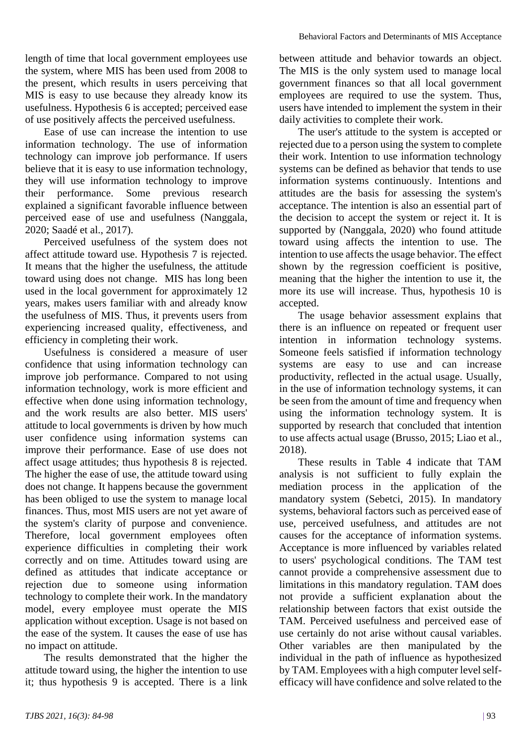length of time that local government employees use the system, where MIS has been used from 2008 to the present, which results in users perceiving that MIS is easy to use because they already know its usefulness. Hypothesis 6 is accepted; perceived ease of use positively affects the perceived usefulness.

Ease of use can increase the intention to use information technology. The use of information technology can improve job performance. If users believe that it is easy to use information technology, they will use information technology to improve their performance. Some previous research explained a significant favorable influence between perceived ease of use and usefulness (Nanggala, 2020; Saadé et al., 2017).

Perceived usefulness of the system does not affect attitude toward use. Hypothesis 7 is rejected. It means that the higher the usefulness, the attitude toward using does not change. MIS has long been used in the local government for approximately 12 years, makes users familiar with and already know the usefulness of MIS. Thus, it prevents users from experiencing increased quality, effectiveness, and efficiency in completing their work.

Usefulness is considered a measure of user confidence that using information technology can improve job performance. Compared to not using information technology, work is more efficient and effective when done using information technology, and the work results are also better. MIS users' attitude to local governments is driven by how much user confidence using information systems can improve their performance. Ease of use does not affect usage attitudes; thus hypothesis 8 is rejected. The higher the ease of use, the attitude toward using does not change. It happens because the government has been obliged to use the system to manage local finances. Thus, most MIS users are not yet aware of the system's clarity of purpose and convenience. Therefore, local government employees often experience difficulties in completing their work correctly and on time. Attitudes toward using are defined as attitudes that indicate acceptance or rejection due to someone using information technology to complete their work. In the mandatory model, every employee must operate the MIS application without exception. Usage is not based on the ease of the system. It causes the ease of use has no impact on attitude.

The results demonstrated that the higher the attitude toward using, the higher the intention to use it; thus hypothesis 9 is accepted. There is a link between attitude and behavior towards an object. The MIS is the only system used to manage local government finances so that all local government employees are required to use the system. Thus, users have intended to implement the system in their daily activities to complete their work.

The user's attitude to the system is accepted or rejected due to a person using the system to complete their work. Intention to use information technology systems can be defined as behavior that tends to use information systems continuously. Intentions and attitudes are the basis for assessing the system's acceptance. The intention is also an essential part of the decision to accept the system or reject it. It is supported by (Nanggala, 2020) who found attitude toward using affects the intention to use. The intention to use affects the usage behavior. The effect shown by the regression coefficient is positive, meaning that the higher the intention to use it, the more its use will increase. Thus, hypothesis 10 is accepted.

The usage behavior assessment explains that there is an influence on repeated or frequent user intention in information technology systems. Someone feels satisfied if information technology systems are easy to use and can increase productivity, reflected in the actual usage. Usually, in the use of information technology systems, it can be seen from the amount of time and frequency when using the information technology system. It is supported by research that concluded that intention to use affects actual usage (Brusso, 2015; Liao et al., 2018).

These results in Table 4 indicate that TAM analysis is not sufficient to fully explain the mediation process in the application of the mandatory system (Sebetci, 2015). In mandatory systems, behavioral factors such as perceived ease of use, perceived usefulness, and attitudes are not causes for the acceptance of information systems. Acceptance is more influenced by variables related to users' psychological conditions. The TAM test cannot provide a comprehensive assessment due to limitations in this mandatory regulation. TAM does not provide a sufficient explanation about the relationship between factors that exist outside the TAM. Perceived usefulness and perceived ease of use certainly do not arise without causal variables. Other variables are then manipulated by the individual in the path of influence as hypothesized by TAM. Employees with a high computer level self-efficacy will have confidence and solve related to the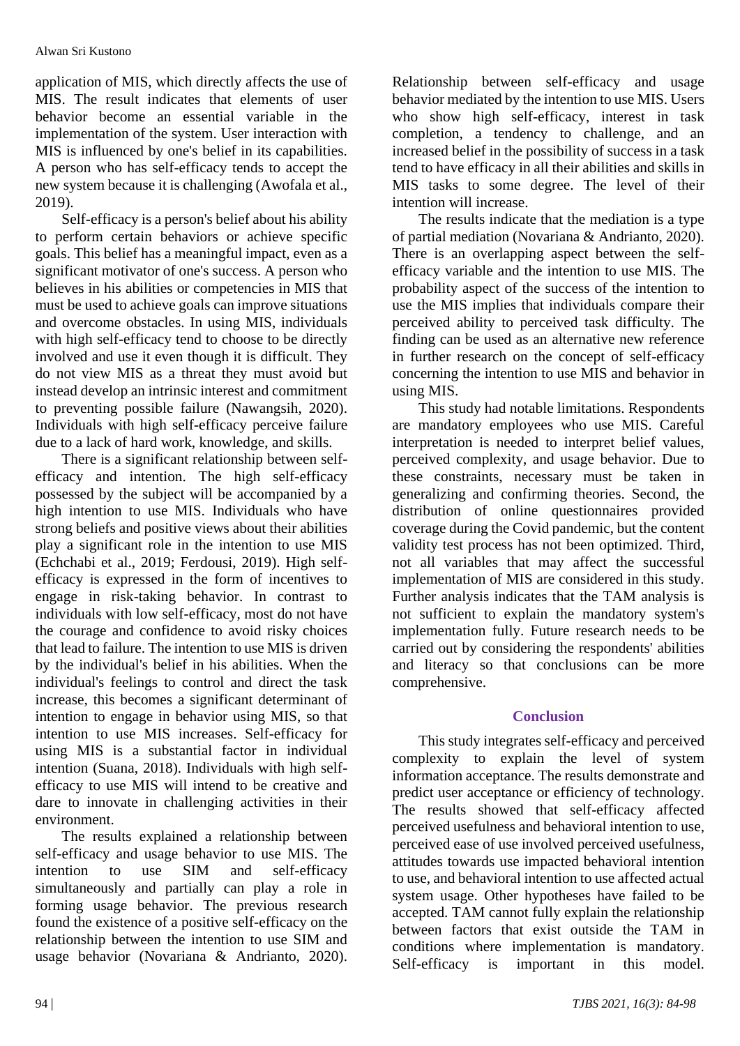application of MIS, which directly affects the use of MIS. The result indicates that elements of user behavior become an essential variable in the implementation of the system. User interaction with MIS is influenced by one's belief in its capabilities. A person who has self-efficacy tends to accept the new system because it is challenging (Awofala et al., 2019).

Self-efficacy is a person's belief about his ability to perform certain behaviors or achieve specific goals. This belief has a meaningful impact, even as a significant motivator of one's success. A person who believes in his abilities or competencies in MIS that must be used to achieve goals can improve situations and overcome obstacles. In using MIS, individuals with high self-efficacy tend to choose to be directly involved and use it even though it is difficult. They do not view MIS as a threat they must avoid but instead develop an intrinsic interest and commitment to preventing possible failure (Nawangsih, 2020). Individuals with high self-efficacy perceive failure due to a lack of hard work, knowledge, and skills.

There is a significant relationship between self-efficacy and intention. The high self-efficacy possessed by the subject will be accompanied by a high intention to use MIS. Individuals who have strong beliefs and positive views about their abilities play a significant role in the intention to use MIS (Echchabi et al., 2019; Ferdousi, 2019). High self-efficacy is expressed in the form of incentives to engage in risk-taking behavior. In contrast to individuals with low self-efficacy, most do not have the courage and confidence to avoid risky choices that lead to failure. The intention to use MIS is driven by the individual's belief in his abilities. When the individual's feelings to control and direct the task increase, this becomes a significant determinant of intention to engage in behavior using MIS, so that intention to use MIS increases. Self-efficacy for using MIS is a substantial factor in individual intention (Suana, 2018). Individuals with high self-efficacy to use MIS will intend to be creative and dare to innovate in challenging activities in their environment.

The results explained a relationship between self-efficacy and usage behavior to use MIS. The intention to use SIM and self-efficacy simultaneously and partially can play a role in forming usage behavior. The previous research found the existence of a positive self-efficacy on the relationship between the intention to use SIM and usage behavior (Novariana & Andrianto, 2020). Relationship between self-efficacy and usage behavior mediated by the intention to use MIS. Users who show high self-efficacy, interest in task completion, a tendency to challenge, and an increased belief in the possibility of success in a task tend to have efficacy in all their abilities and skills in MIS tasks to some degree. The level of their intention will increase.

The results indicate that the mediation is a type of partial mediation (Novariana & Andrianto, 2020). There is an overlapping aspect between the self-efficacy variable and the intention to use MIS. The probability aspect of the success of the intention to use the MIS implies that individuals compare their perceived ability to perceived task difficulty. The finding can be used as an alternative new reference in further research on the concept of self-efficacy concerning the intention to use MIS and behavior in using MIS.

This study had notable limitations. Respondents are mandatory employees who use MIS. Careful interpretation is needed to interpret belief values, perceived complexity, and usage behavior. Due to these constraints, necessary must be taken in generalizing and confirming theories. Second, the distribution of online questionnaires provided coverage during the Covid pandemic, but the content validity test process has not been optimized. Third, not all variables that may affect the successful implementation of MIS are considered in this study. Further analysis indicates that the TAM analysis is not sufficient to explain the mandatory system's implementation fully. Future research needs to be carried out by considering the respondents' abilities and literacy so that conclusions can be more comprehensive.

## Conclusion

This study integrates self-efficacy and perceived complexity to explain the level of system information acceptance. The results demonstrate and predict user acceptance or efficiency of technology. The results showed that self-efficacy affected perceived usefulness and behavioral intention to use, perceived ease of use involved perceived usefulness, attitudes towards use impacted behavioral intention to use, and behavioral intention to use affected actual system usage. Other hypotheses have failed to be accepted. TAM cannot fully explain the relationship between factors that exist outside the TAM in conditions where implementation is mandatory. Self-efficacy is important in this model.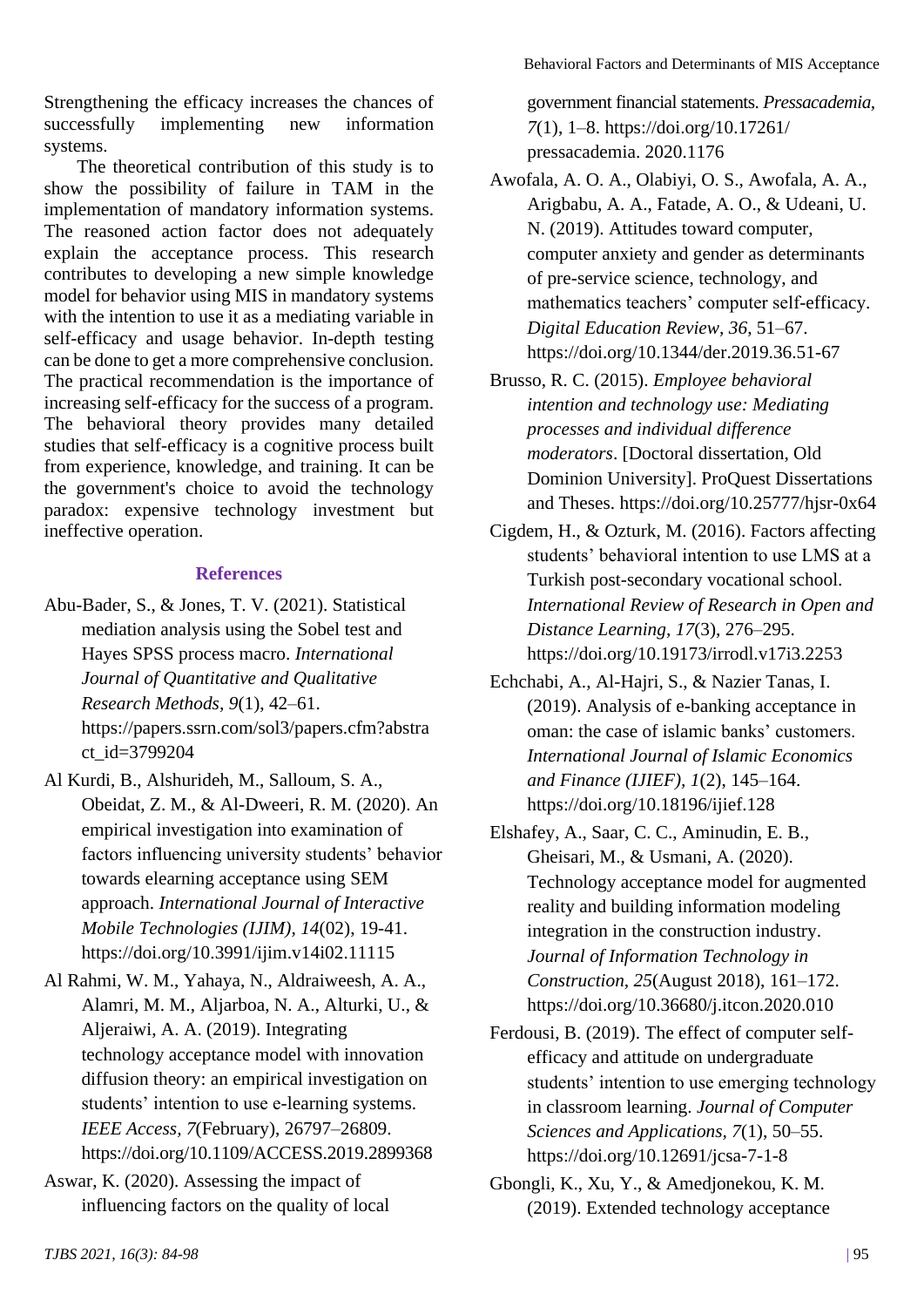Strengthening the efficacy increases the chances of successfully implementing new information systems.

The theoretical contribution of this study is to show the possibility of failure in TAM in the implementation of mandatory information systems. The reasoned action factor does not adequately explain the acceptance process. This research contributes to developing a new simple knowledge model for behavior using MIS in mandatory systems with the intention to use it as a mediating variable in self-efficacy and usage behavior. In-depth testing can be done to get a more comprehensive conclusion. The practical recommendation is the importance of increasing self-efficacy for the success of a program. The behavioral theory provides many detailed studies that self-efficacy is a cognitive process built from experience, knowledge, and training. It can be the government's choice to avoid the technology paradox: expensive technology investment but ineffective operation.

## References

Abu-Bader, S., & Jones, T. V. (2021). Statistical mediation analysis using the Sobel test and Hayes SPSS process macro. *International Journal of Quantitative and Qualitative Research Methods*, *9*(1), 42–61. https://papers.ssrn.com/sol3/papers.cfm?abstract_id=3799204

Al Kurdi, B., Alshurideh, M., Salloum, S. A., Obeidat, Z. M., & Al-Dweeri, R. M. (2020). An empirical investigation into examination of factors influencing university students' behavior towards elearning acceptance using SEM approach. *International Journal of Interactive Mobile Technologies (IJIM)*, *14*(02), 19-41. https://doi.org/10.3991/ijim.v14i02.11115

Al Rahmi, W. M., Yahaya, N., Aldraiweesh, A. A., Alamri, M. M., Aljarboa, N. A., Alturki, U., & Aljeraiwi, A. A. (2019). Integrating technology acceptance model with innovation diffusion theory: an empirical investigation on students' intention to use e-learning systems. *IEEE Access*, *7*(February), 26797–26809. https://doi.org/10.1109/ACCESS.2019.2899368

Aswar, K. (2020). Assessing the impact of influencing factors on the quality of local government financial statements. *Pressacademia*, *7*(1), 1–8. https://doi.org/10.17261/pressacademia. 2020.1176

Awofala, A. O. A., Olabiyi, O. S., Awofala, A. A., Arigbabu, A. A., Fatade, A. O., & Udeani, U. N. (2019). Attitudes toward computer, computer anxiety and gender as determinants of pre-service science, technology, and mathematics teachers' computer self-efficacy. *Digital Education Review*, *36*, 51–67. https://doi.org/10.1344/der.2019.36.51-67

Brusso, R. C. (2015). *Employee behavioral intention and technology use: Mediating processes and individual difference moderators*. [Doctoral dissertation, Old Dominion University]. ProQuest Dissertations and Theses. https://doi.org/10.25777/hjsr-0x64

Cigdem, H., & Ozturk, M. (2016). Factors affecting students' behavioral intention to use LMS at a Turkish post-secondary vocational school. *International Review of Research in Open and Distance Learning*, *17*(3), 276–295. https://doi.org/10.19173/irrodl.v17i3.2253

Echchabi, A., Al-Hajri, S., & Nazier Tanas, I. (2019). Analysis of e-banking acceptance in oman: the case of islamic banks' customers. *International Journal of Islamic Economics and Finance (IJIEF)*, *1*(2), 145–164. https://doi.org/10.18196/ijief.128

Elshafey, A., Saar, C. C., Aminudin, E. B., Gheisari, M., & Usmani, A. (2020). Technology acceptance model for augmented reality and building information modeling integration in the construction industry. *Journal of Information Technology in Construction*, *25*(August 2018), 161–172. https://doi.org/10.36680/j.itcon.2020.010

Ferdousi, B. (2019). The effect of computer self-efficacy and attitude on undergraduate students' intention to use emerging technology in classroom learning. *Journal of Computer Sciences and Applications*, *7*(1), 50–55. https://doi.org/10.12691/jcsa-7-1-8

Gbongli, K., Xu, Y., & Amedjonekou, K. M. (2019). Extended technology acceptance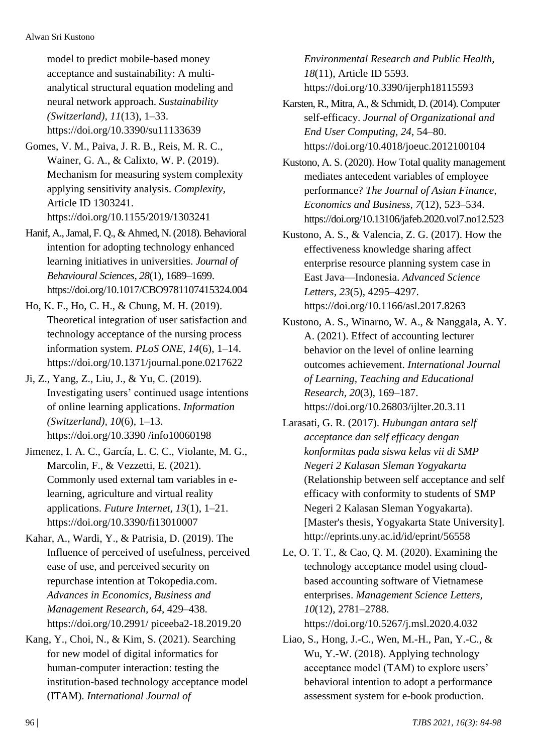model to predict mobile-based money acceptance and sustainability: A multi-analytical structural equation modeling and neural network approach. *Sustainability (Switzerland)*, *11*(13), 1–33. https://doi.org/10.3390/su11133639

Gomes, V. M., Paiva, J. R. B., Reis, M. R. C., Wainer, G. A., & Calixto, W. P. (2019). Mechanism for measuring system complexity applying sensitivity analysis. *Complexity*, Article ID 1303241. https://doi.org/10.1155/2019/1303241

Hanif, A., Jamal, F. Q., & Ahmed, N. (2018). Behavioral intention for adopting technology enhanced learning initiatives in universities. *Journal of Behavioural Sciences*, *28*(1), 1689–1699. https://doi.org/10.1017/CBO9781107415324.004

Ho, K. F., Ho, C. H., & Chung, M. H. (2019). Theoretical integration of user satisfaction and technology acceptance of the nursing process information system. *PLoS ONE*, *14*(6), 1–14. https://doi.org/10.1371/journal.pone.0217622

Ji, Z., Yang, Z., Liu, J., & Yu, C. (2019). Investigating users' continued usage intentions of online learning applications. *Information (Switzerland)*, *10*(6), 1–13. https://doi.org/10.3390 /info10060198

Jimenez, I. A. C., García, L. C. C., Violante, M. G., Marcolin, F., & Vezzetti, E. (2021). Commonly used external tam variables in e-learning, agriculture and virtual reality applications. *Future Internet*, *13*(1), 1–21. https://doi.org/10.3390/fi13010007

Kahar, A., Wardi, Y., & Patrisia, D. (2019). The Influence of perceived of usefulness, perceived ease of use, and perceived security on repurchase intention at Tokopedia.com. *Advances in Economics, Business and Management Research*, *64*, 429–438. https://doi.org/10.2991/ piceeba2-18.2019.20

Kang, Y., Choi, N., & Kim, S. (2021). Searching for new model of digital informatics for human-computer interaction: testing the institution-based technology acceptance model (ITAM). *International Journal of Environmental Research and Public Health*, *18*(11), Article ID 5593. https://doi.org/10.3390/ijerph18115593

Karsten, R., Mitra, A., & Schmidt, D. (2014). Computer self-efficacy. *Journal of Organizational and End User Computing*, *24*, 54–80. https://doi.org/10.4018/joeuc.2012100104

Kustono, A. S. (2020). How Total quality management mediates antecedent variables of employee performance? *The Journal of Asian Finance, Economics and Business*, *7*(12), 523–534. https://doi.org/10.13106/jafeb.2020.vol7.no12.523

Kustono, A. S., & Valencia, Z. G. (2017). How the effectiveness knowledge sharing affect enterprise resource planning system case in East Java—Indonesia. *Advanced Science Letters*, *23*(5), 4295–4297. https://doi.org/10.1166/asl.2017.8263

Kustono, A. S., Winarno, W. A., & Nanggala, A. Y. A. (2021). Effect of accounting lecturer behavior on the level of online learning outcomes achievement. *International Journal of Learning, Teaching and Educational Research*, *20*(3), 169–187. https://doi.org/10.26803/ijlter.20.3.11

Larasati, G. R. (2017). *Hubungan antara self acceptance dan self efficacy dengan konformitas pada siswa kelas vii di SMP Negeri 2 Kalasan Sleman Yogyakarta* (Relationship between self acceptance and self efficacy with conformity to students of SMP Negeri 2 Kalasan Sleman Yogyakarta). [Master's thesis, Yogyakarta State University]. http://eprints.uny.ac.id/id/eprint/56558

Le, O. T. T., & Cao, Q. M. (2020). Examining the technology acceptance model using cloud-based accounting software of Vietnamese enterprises. *Management Science Letters*, *10*(12), 2781–2788. https://doi.org/10.5267/j.msl.2020.4.032

Liao, S., Hong, J.-C., Wen, M.-H., Pan, Y.-C., & Wu, Y.-W. (2018). Applying technology acceptance model (TAM) to explore users' behavioral intention to adopt a performance assessment system for e-book production.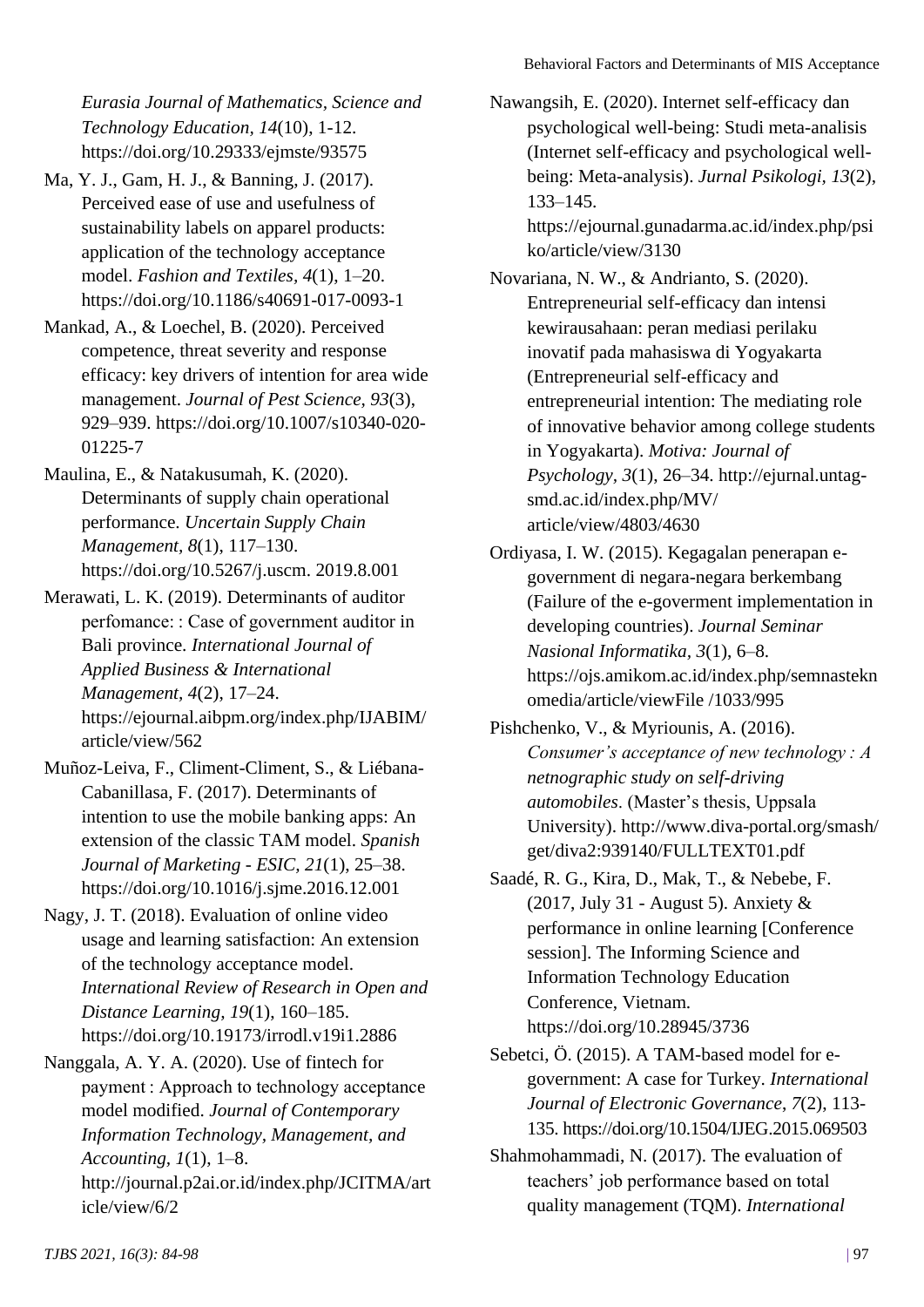*Eurasia Journal of Mathematics, Science and Technology Education, 14*(10), 1-12. https://doi.org/10.29333/ejmste/93575

Ma, Y. J., Gam, H. J., & Banning, J. (2017). Perceived ease of use and usefulness of sustainability labels on apparel products: application of the technology acceptance model. *Fashion and Textiles*, *4*(1), 1–20. https://doi.org/10.1186/s40691-017-0093-1

Mankad, A., & Loechel, B. (2020). Perceived competence, threat severity and response efficacy: key drivers of intention for area wide management. *Journal of Pest Science*, *93*(3), 929–939. https://doi.org/10.1007/s10340-020-01225-7

Maulina, E., & Natakusumah, K. (2020). Determinants of supply chain operational performance. *Uncertain Supply Chain Management*, *8*(1), 117–130. https://doi.org/10.5267/j.uscm. 2019.8.001

Merawati, L. K. (2019). Determinants of auditor perfomance: : Case of government auditor in Bali province. *International Journal of Applied Business & International Management*, *4*(2), 17–24. https://ejournal.aibpm.org/index.php/IJABIM/article/view/562

Muñoz-Leiva, F., Climent-Climent, S., & Liébana-Cabanillasa, F. (2017). Determinants of intention to use the mobile banking apps: An extension of the classic TAM model. *Spanish Journal of Marketing - ESIC, 21*(1), 25–38. https://doi.org/10.1016/j.sjme.2016.12.001

Nagy, J. T. (2018). Evaluation of online video usage and learning satisfaction: An extension of the technology acceptance model. *International Review of Research in Open and Distance Learning*, *19*(1), 160–185. https://doi.org/10.19173/irrodl.v19i1.2886

Nanggala, A. Y. A. (2020). Use of fintech for payment : Approach to technology acceptance model modified. *Journal of Contemporary Information Technology, Management, and Accounting*, *1*(1), 1–8. http://journal.p2ai.or.id/index.php/JCITMA/article/view/6/2

Nawangsih, E. (2020). Internet self-efficacy dan psychological well-being: Studi meta-analisis (Internet self-efficacy and psychological well-being: Meta-analysis). *Jurnal Psikologi*, *13*(2), 133–145. https://ejournal.gunadarma.ac.id/index.php/psiko/article/view/3130

Novariana, N. W., & Andrianto, S. (2020). Entrepreneurial self-efficacy dan intensi kewirausahaan: peran mediasi perilaku inovatif pada mahasiswa di Yogyakarta (Entrepreneurial self-efficacy and entrepreneurial intention: The mediating role of innovative behavior among college students in Yogyakarta). *Motiva: Journal of Psychology*, *3*(1), 26–34. http://ejurnal.untag-smd.ac.id/index.php/MV/article/view/4803/4630

Ordiyasa, I. W. (2015). Kegagalan penerapan e-government di negara-negara berkembang (Failure of the e-goverment implementation in developing countries). *Journal Seminar Nasional Informatika*, *3*(1), 6–8. https://ojs.amikom.ac.id/index.php/semnasteknomedia/article/viewFile /1033/995

Pishchenko, V., & Myriounis, A. (2016). *Consumer's acceptance of new technology : A netnographic study on self-driving automobiles*. (Master's thesis, Uppsala University). http://www.diva-portal.org/smash/get/diva2:939140/FULLTEXT01.pdf

Saadé, R. G., Kira, D., Mak, T., & Nebebe, F. (2017, July 31 - August 5). Anxiety & performance in online learning [Conference session]. The Informing Science and Information Technology Education Conference, Vietnam. https://doi.org/10.28945/3736

Sebetci, Ö. (2015). A TAM-based model for e-government: A case for Turkey. *International Journal of Electronic Governance*, *7*(2), 113-135. https://doi.org/10.1504/IJEG.2015.069503

Shahmohammadi, N. (2017). The evaluation of teachers' job performance based on total quality management (TQM). *International*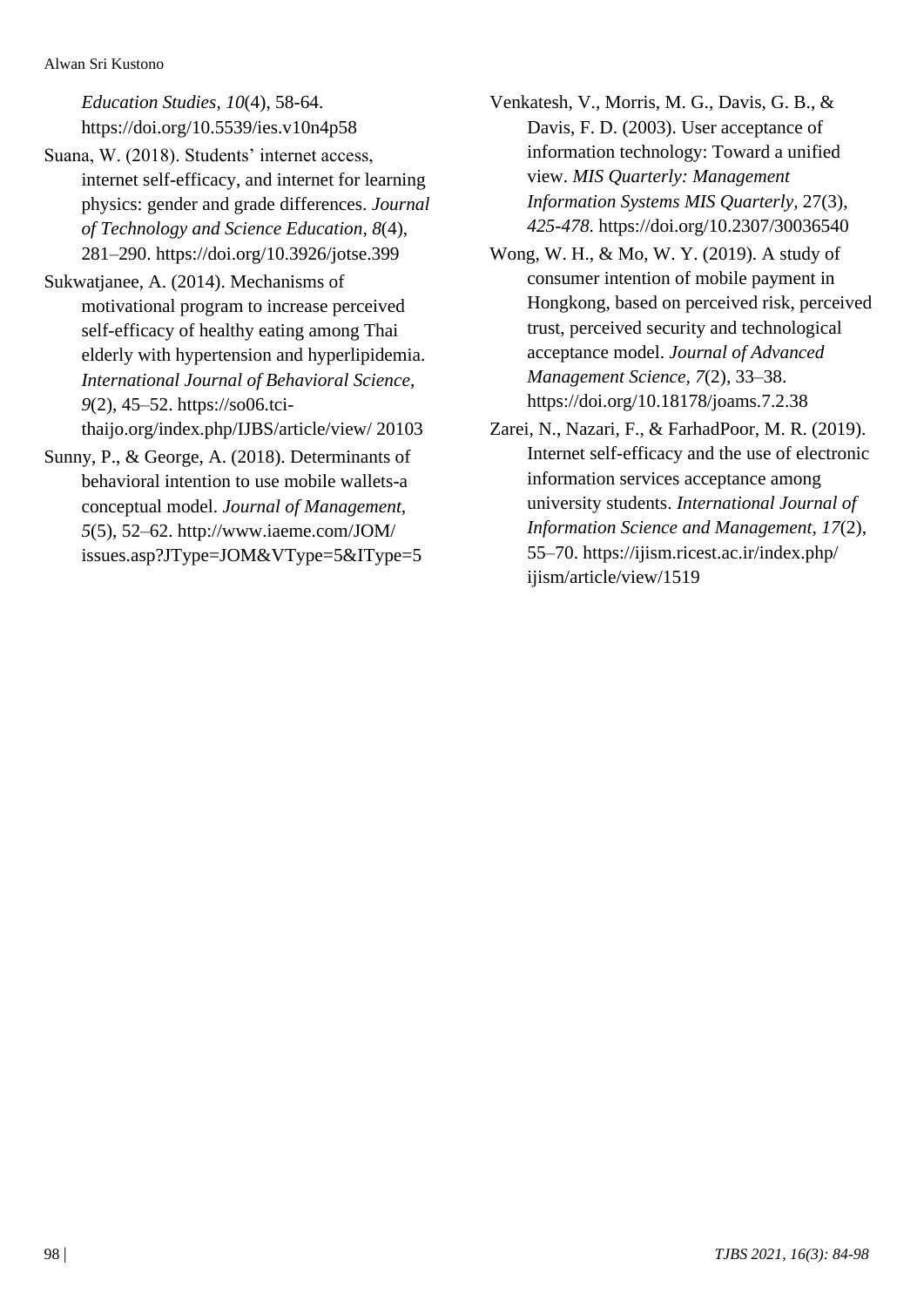*Education Studies*, *10*(4), 58-64. https://doi.org/10.5539/ies.v10n4p58

Suana, W. (2018). Students' internet access, internet self-efficacy, and internet for learning physics: gender and grade differences. *Journal of Technology and Science Education*, *8*(4), 281–290. https://doi.org/10.3926/jotse.399

Sukwatjanee, A. (2014). Mechanisms of motivational program to increase perceived self-efficacy of healthy eating among Thai elderly with hypertension and hyperlipidemia. *International Journal of Behavioral Science, 9*(2), 45–52. https://so06.tci-thaijo.org/index.php/IJBS/article/view/ 20103

Sunny, P., & George, A. (2018). Determinants of behavioral intention to use mobile wallets-a conceptual model. *Journal of Management, 5*(5), 52–62. http://www.iaeme.com/JOM/ issues.asp?JType=JOM&VType=5&IType=5

Venkatesh, V., Morris, M. G., Davis, G. B., & Davis, F. D. (2003). User acceptance of information technology: Toward a unified view. *MIS Quarterly: Management Information Systems MIS Quarterly,* 27(3), *425-478*. https://doi.org/10.2307/30036540

Wong, W. H., & Mo, W. Y. (2019). A study of consumer intention of mobile payment in Hongkong, based on perceived risk, perceived trust, perceived security and technological acceptance model. *Journal of Advanced Management Science, 7*(2), 33–38. https://doi.org/10.18178/joams.7.2.38

Zarei, N., Nazari, F., & FarhadPoor, M. R. (2019). Internet self-efficacy and the use of electronic information services acceptance among university students. *International Journal of Information Science and Management*, *17*(2), 55–70. https://ijism.ricest.ac.ir/index.php/ ijism/article/view/1519